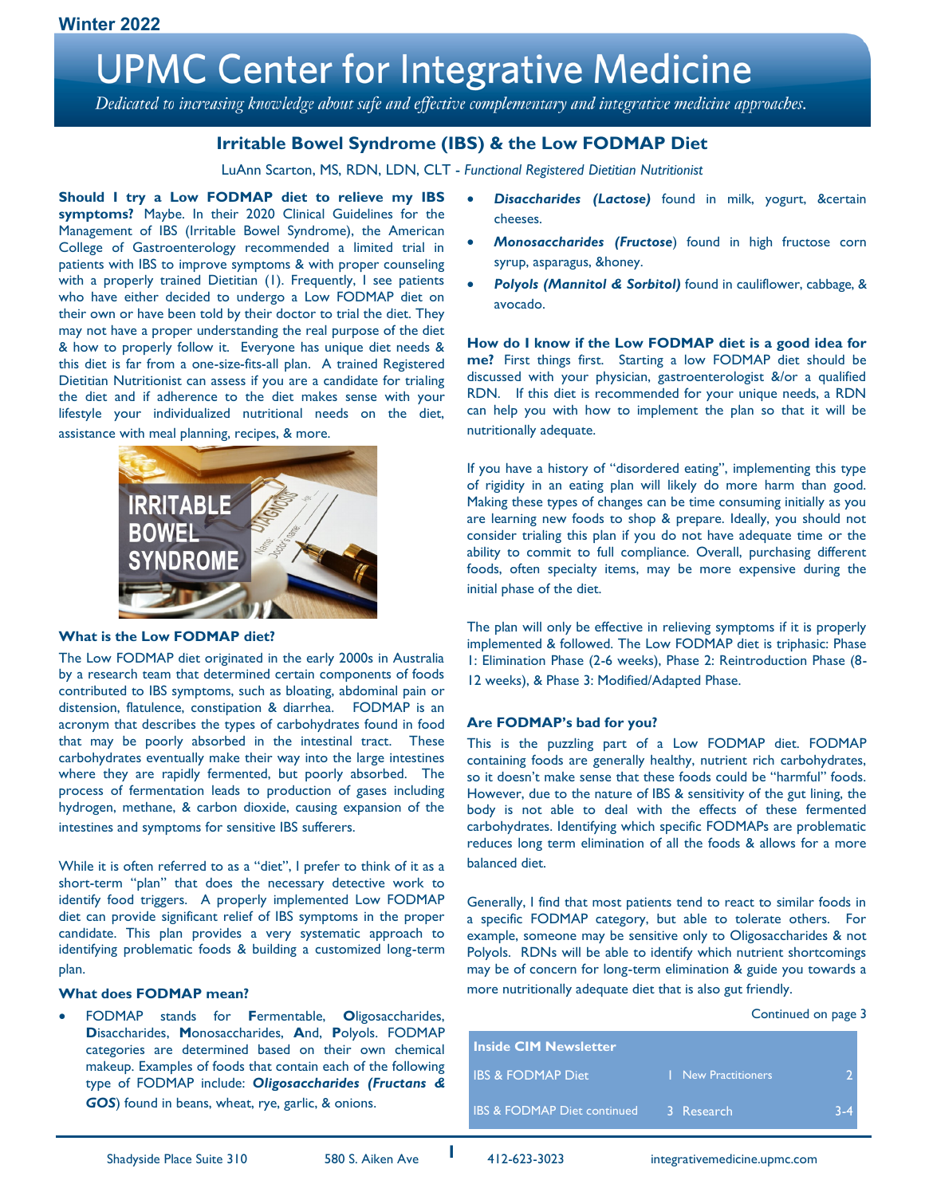Winter 2022

# UPMC Center for Integrative Medicine

*Dedicated to increasing knowledge about safe and effective complementary and integrative medicine approaches.*

## Irritable Bowel Syndrome (IBS) & the Low FODMAP Diet

LuAnn Scarton, MS, RDN, LDN, CLT - *Functional Registered Dietitian Nutritionist*

**Should I try a Low FODMAP diet to relieve my IBS symptoms?** Maybe. In their 2020 Clinical Guidelines for the Management of IBS (Irritable Bowel Syndrome), the American College of Gastroenterology recommended a limited trial in patients with IBS to improve symptoms & with proper counseling with a properly trained Dietitian (1). Frequently, I see patients who have either decided to undergo a Low FODMAP diet on their own or have been told by their doctor to trial the diet. They may not have a proper understanding the real purpose of the diet & how to properly follow it. Everyone has unique diet needs & this diet is far from a one-size-fits-all plan. A trained Registered Dietitian Nutritionist can assess if you are a candidate for trialing the diet and if adherence to the diet makes sense with your lifestyle your individualized nutritional needs on the diet, assistance with meal planning, recipes, & more.

### What is the Low FODMAP diet?

The Low FODMAP diet originated in the early 2000s in Australia by a research team that determined certain components of foods contributed to IBS symptoms, such as bloating, abdominal pain or distension, flatulence, constipation & diarrhea. FODMAP is an acronym that describes the types of carbohydrates found in food that may be poorly absorbed in the intestinal tract. These carbohydrates eventually make their way into the large intestines where they are rapidly fermented, but poorly absorbed. The process of fermentation leads to production of gases including hydrogen, methane, & carbon dioxide, causing expansion of the intestines and symptoms for sensitive IBS sufferers.

While it is often referred to as a "diet", I prefer to think of it as a short-term "plan" that does the necessary detective work to identify food triggers. A properly implemented Low FODMAP diet can provide significant relief of IBS symptoms in the proper candidate. This plan provides a very systematic approach to identifying problematic foods & building a customized long-term plan.

### What does FODMAP mean?

- FODMAP stands for **F**ermentable, **O**ligosaccharides, **D**isaccharides, **M**onosaccharides, **A**nd, **P**olyols. FODMAP categories are determined based on their own chemical makeup. Examples of foods that contain each of the following type of FODMAP include: ***Oligosaccharides (Fructans & GOS***) found in beans, wheat, rye, garlic, & onions.
- ***Disaccharides (Lactose)*** found in milk, yogurt, &certain cheeses.
- ***Monosaccharides (Fructose***) found in high fructose corn syrup, asparagus, &honey.
- ***Polyols (Mannitol & Sorbitol)*** found in cauliflower, cabbage, & avocado.

**How do I know if the Low FODMAP diet is a good idea for me?** First things first. Starting a low FODMAP diet should be discussed with your physician, gastroenterologist &/or a qualified RDN. If this diet is recommended for your unique needs, a RDN can help you with how to implement the plan so that it will be nutritionally adequate.

If you have a history of "disordered eating", implementing this type of rigidity in an eating plan will likely do more harm than good. Making these types of changes can be time consuming initially as you are learning new foods to shop & prepare. Ideally, you should not consider trialing this plan if you do not have adequate time or the ability to commit to full compliance. Overall, purchasing different foods, often specialty items, may be more expensive during the initial phase of the diet.

The plan will only be effective in relieving symptoms if it is properly implemented & followed. The Low FODMAP diet is triphasic: Phase 1: Elimination Phase (2-6 weeks), Phase 2: Reintroduction Phase (8-12 weeks), & Phase 3: Modified/Adapted Phase.

### Are FODMAP's bad for you?

This is the puzzling part of a Low FODMAP diet. FODMAP containing foods are generally healthy, nutrient rich carbohydrates, so it doesn't make sense that these foods could be "harmful" foods. However, due to the nature of IBS & sensitivity of the gut lining, the body is not able to deal with the effects of these fermented carbohydrates. Identifying which specific FODMAPs are problematic reduces long term elimination of all the foods & allows for a more balanced diet.

Generally, I find that most patients tend to react to similar foods in a specific FODMAP category, but able to tolerate others. For example, someone may be sensitive only to Oligosaccharides & not Polyols. RDNs will be able to identify which nutrient shortcomings may be of concern for long-term elimination & guide you towards a more nutritionally adequate diet that is also gut friendly.

Continued on page 3

| Inside CIM Newsletter | | | |
|---|---|---|---|
| IBS & FODMAP Diet | 1 | New Practitioners | 2 |
| IBS & FODMAP Diet continued | 3 | Research | 3-4 |

Shadyside Place Suite 310 &nbsp;&nbsp; 580 S. Aiken Ave &nbsp;&nbsp; 412-623-3023 &nbsp;&nbsp; integrativemedicine.upmc.com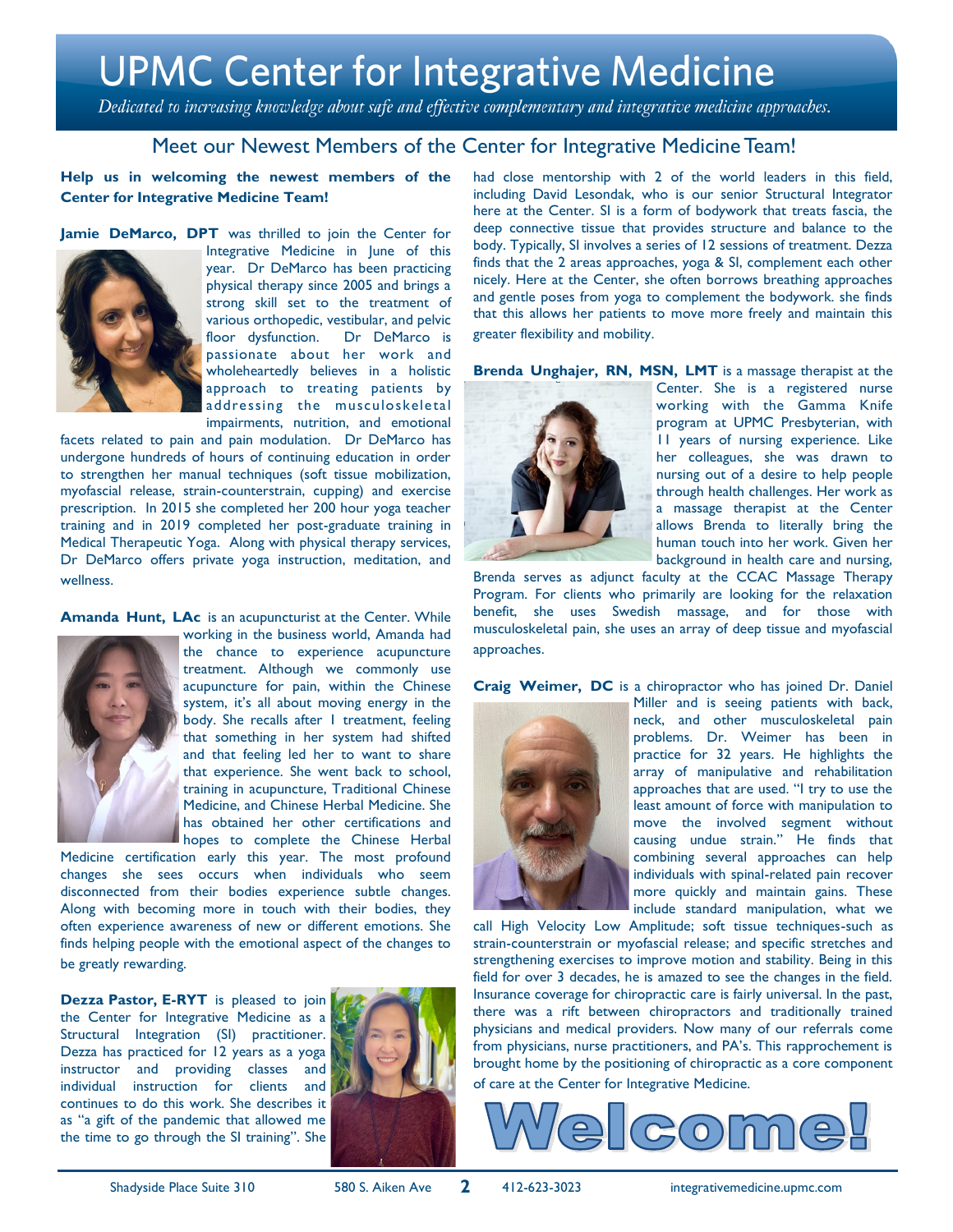# UPMC Center for Integrative Medicine

*Dedicated to increasing knowledge about safe and effective complementary and integrative medicine approaches.*

## Meet our Newest Members of the Center for Integrative Medicine Team!

**Help us in welcoming the newest members of the Center for Integrative Medicine Team!**

**Jamie DeMarco, DPT** was thrilled to join the Center for Integrative Medicine in June of this year. Dr DeMarco has been practicing physical therapy since 2005 and brings a strong skill set to the treatment of various orthopedic, vestibular, and pelvic floor dysfunction. Dr DeMarco is passionate about her work and wholeheartedly believes in a holistic approach to treating patients by addressing the musculoskeletal impairments, nutrition, and emotional facets related to pain and pain modulation. Dr DeMarco has undergone hundreds of hours of continuing education in order to strengthen her manual techniques (soft tissue mobilization, myofascial release, strain-counterstrain, cupping) and exercise prescription. In 2015 she completed her 200 hour yoga teacher training and in 2019 completed her post-graduate training in Medical Therapeutic Yoga. Along with physical therapy services, Dr DeMarco offers private yoga instruction, meditation, and wellness.

**Amanda Hunt, LAc** is an acupuncturist at the Center. While working in the business world, Amanda had the chance to experience acupuncture treatment. Although we commonly use acupuncture for pain, within the Chinese system, it's all about moving energy in the body. She recalls after 1 treatment, feeling that something in her system had shifted and that feeling led her to want to share that experience. She went back to school, training in acupuncture, Traditional Chinese Medicine, and Chinese Herbal Medicine. She has obtained her other certifications and hopes to complete the Chinese Herbal Medicine certification early this year. The most profound changes she sees occurs when individuals who seem disconnected from their bodies experience subtle changes. Along with becoming more in touch with their bodies, they often experience awareness of new or different emotions. She finds helping people with the emotional aspect of the changes to be greatly rewarding.

**Dezza Pastor, E-RYT** is pleased to join the Center for Integrative Medicine as a Structural Integration (SI) practitioner. Dezza has practiced for 12 years as a yoga instructor and providing classes and individual instruction for clients and continues to do this work. She describes it as "a gift of the pandemic that allowed me the time to go through the SI training". She had close mentorship with 2 of the world leaders in this field, including David Lesondak, who is our senior Structural Integrator here at the Center. SI is a form of bodywork that treats fascia, the deep connective tissue that provides structure and balance to the body. Typically, SI involves a series of 12 sessions of treatment. Dezza finds that the 2 areas approaches, yoga & SI, complement each other nicely. Here at the Center, she often borrows breathing approaches and gentle poses from yoga to complement the bodywork. she finds that this allows her patients to move more freely and maintain this greater flexibility and mobility.

**Brenda Unghajer, RN, MSN, LMT** is a massage therapist at the Center. She is a registered nurse working with the Gamma Knife program at UPMC Presbyterian, with 11 years of nursing experience. Like her colleagues, she was drawn to nursing out of a desire to help people through health challenges. Her work as a massage therapist at the Center allows Brenda to literally bring the human touch into her work. Given her background in health care and nursing, Brenda serves as adjunct faculty at the CCAC Massage Therapy Program. For clients who primarily are looking for the relaxation benefit, she uses Swedish massage, and for those with musculoskeletal pain, she uses an array of deep tissue and myofascial approaches.

**Craig Weimer, DC** is a chiropractor who has joined Dr. Daniel Miller and is seeing patients with back, neck, and other musculoskeletal pain problems. Dr. Weimer has been in practice for 32 years. He highlights the array of manipulative and rehabilitation approaches that are used. "I try to use the least amount of force with manipulation to move the involved segment without causing undue strain." He finds that combining several approaches can help individuals with spinal-related pain recover more quickly and maintain gains. These include standard manipulation, what we call High Velocity Low Amplitude; soft tissue techniques-such as strain-counterstrain or myofascial release; and specific stretches and strengthening exercises to improve motion and stability. Being in this field for over 3 decades, he is amazed to see the changes in the field. Insurance coverage for chiropractic care is fairly universal. In the past, there was a rift between chiropractors and traditionally trained physicians and medical providers. Now many of our referrals come from physicians, nurse practitioners, and PA's. This rapprochement is brought home by the positioning of chiropractic as a core component of care at the Center for Integrative Medicine.

**Welcome!**

Shadyside Place Suite 310 | 580 S. Aiken Ave | 412-623-3023 | integrativemedicine.upmc.com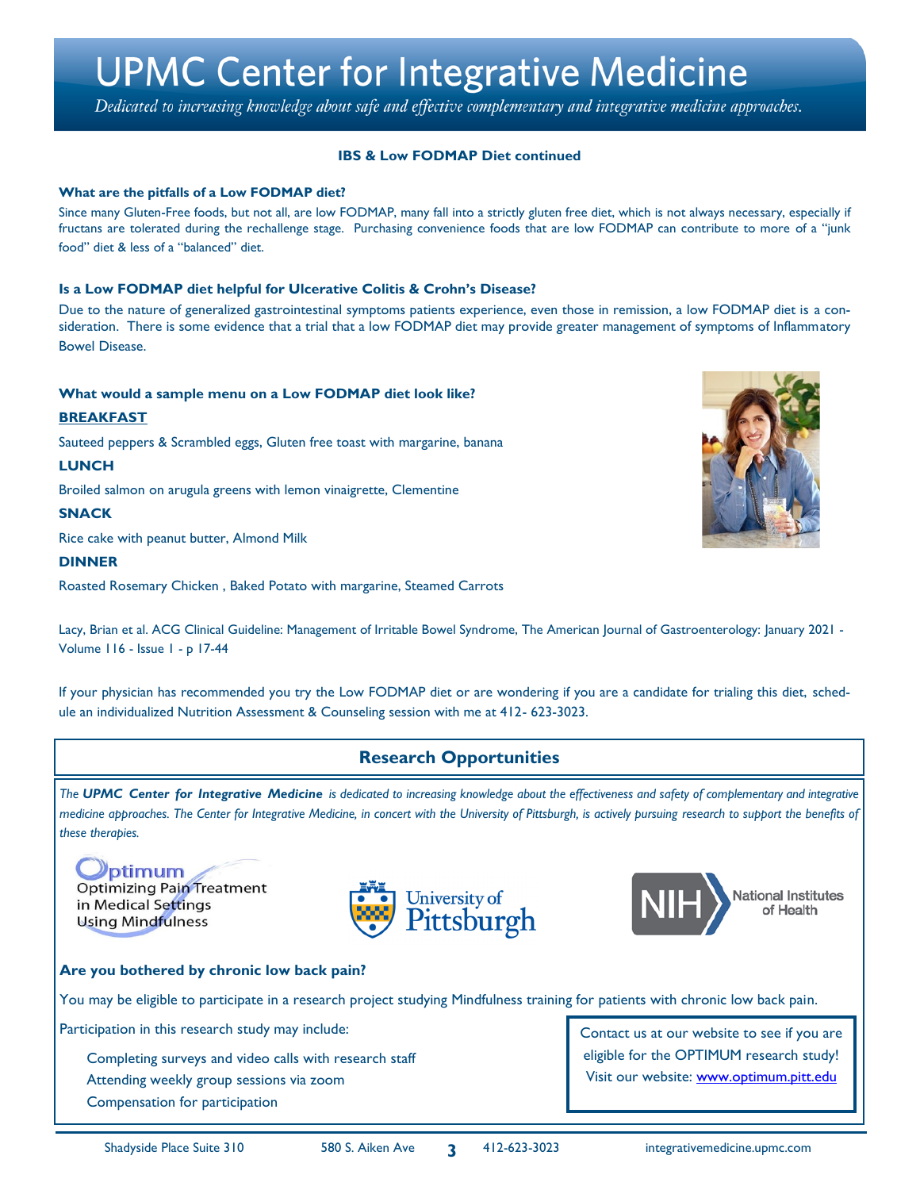# UPMC Center for Integrative Medicine

*Dedicated to increasing knowledge about safe and effective complementary and integrative medicine approaches.*

## IBS & Low FODMAP Diet continued

### What are the pitfalls of a Low FODMAP diet?

Since many Gluten-Free foods, but not all, are low FODMAP, many fall into a strictly gluten free diet, which is not always necessary, especially if fructans are tolerated during the rechallenge stage. Purchasing convenience foods that are low FODMAP can contribute to more of a "junk food" diet & less of a "balanced" diet.

### Is a Low FODMAP diet helpful for Ulcerative Colitis & Crohn's Disease?

Due to the nature of generalized gastrointestinal symptoms patients experience, even those in remission, a low FODMAP diet is a consideration. There is some evidence that a trial that a low FODMAP diet may provide greater management of symptoms of Inflammatory Bowel Disease.

### What would a sample menu on a Low FODMAP diet look like?

**BREAKFAST**

Sauteed peppers & Scrambled eggs, Gluten free toast with margarine, banana

**LUNCH**

Broiled salmon on arugula greens with lemon vinaigrette, Clementine

**SNACK**

Rice cake with peanut butter, Almond Milk

**DINNER**

Roasted Rosemary Chicken , Baked Potato with margarine, Steamed Carrots

Lacy, Brian et al. ACG Clinical Guideline: Management of Irritable Bowel Syndrome, The American Journal of Gastroenterology: January 2021 - Volume 116 - Issue 1 - p 17-44

If your physician has recommended you try the Low FODMAP diet or are wondering if you are a candidate for trialing this diet, schedule an individualized Nutrition Assessment & Counseling session with me at 412- 623-3023.

## Research Opportunities

*The **UPMC Center for Integrative Medicine** is dedicated to increasing knowledge about the effectiveness and safety of complementary and integrative medicine approaches. The Center for Integrative Medicine, in concert with the University of Pittsburgh, is actively pursuing research to support the benefits of these therapies.*

Optimum — Optimizing Pain Treatment in Medical Settings Using Mindfulness

University of Pittsburgh

NIH National Institutes of Health

### Are you bothered by chronic low back pain?

You may be eligible to participate in a research project studying Mindfulness training for patients with chronic low back pain.

Participation in this research study may include:

- Completing surveys and video calls with research staff
- Attending weekly group sessions via zoom
- Compensation for participation

Contact us at our website to see if you are eligible for the OPTIMUM research study! Visit our website: [www.optimum.pitt.edu](http://www.optimum.pitt.edu)

Shadyside Place Suite 310 · 580 S. Aiken Ave · 412-623-3023 · integrativemedicine.upmc.com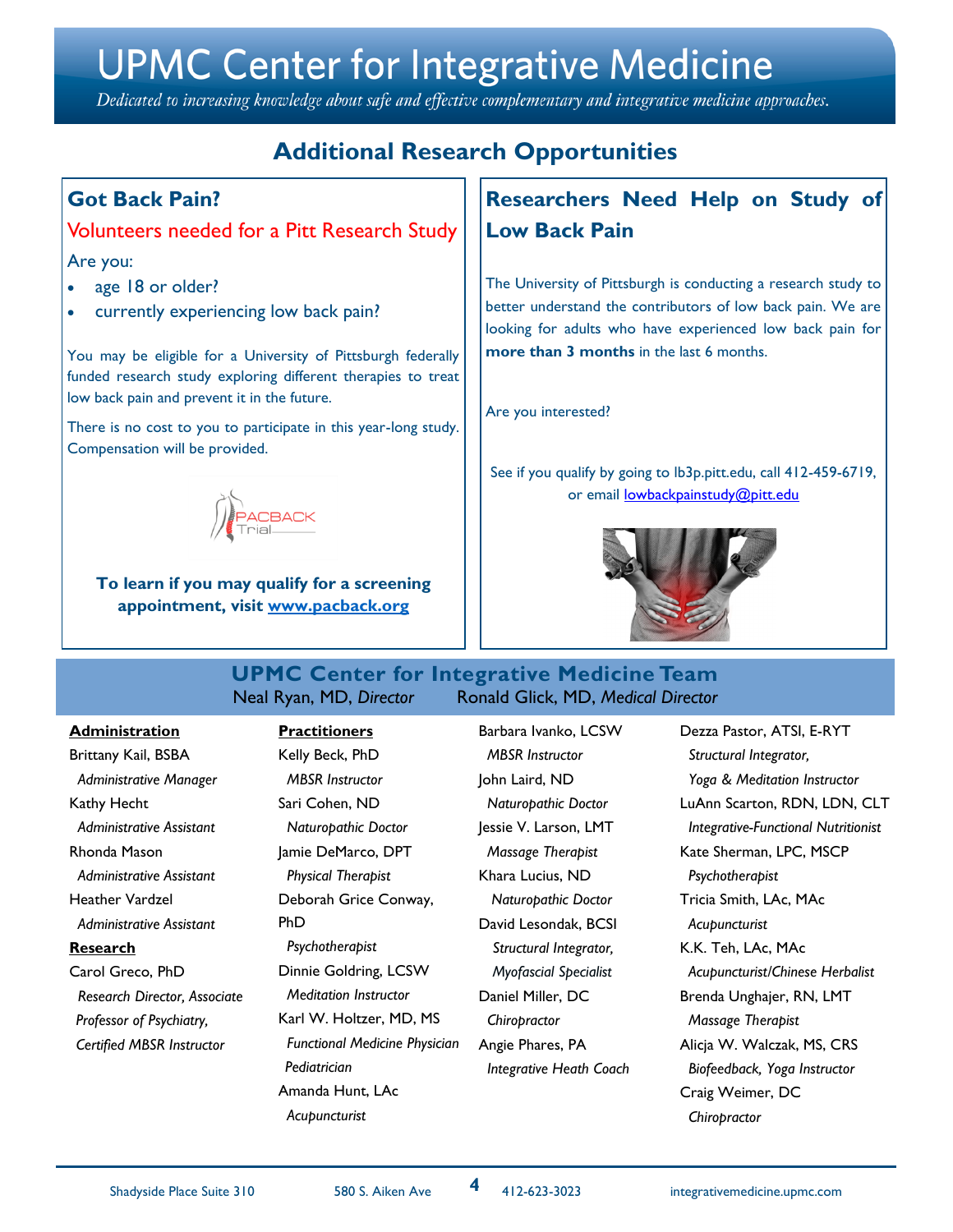# UPMC Center for Integrative Medicine

*Dedicated to increasing knowledge about safe and effective complementary and integrative medicine approaches.*

## Additional Research Opportunities

### Got Back Pain?

Volunteers needed for a Pitt Research Study

Are you:

- age 18 or older?
- currently experiencing low back pain?

You may be eligible for a University of Pittsburgh federally funded research study exploring different therapies to treat low back pain and prevent it in the future.

There is no cost to you to participate in this year-long study. Compensation will be provided.

PACBACK Trial

**To learn if you may qualify for a screening appointment, visit www.pacback.org**

### Researchers Need Help on Study of Low Back Pain

The University of Pittsburgh is conducting a research study to better understand the contributors of low back pain. We are looking for adults who have experienced low back pain for **more than 3 months** in the last 6 months.

Are you interested?

See if you qualify by going to lb3p.pitt.edu, call 412-459-6719, or email lowbackpainstudy@pitt.edu

## UPMC Center for Integrative Medicine Team

Neal Ryan, MD, *Director* Ronald Glick, MD, *Medical Director*

**Administration**

Brittany Kail, BSBA
*Administrative Manager*

Kathy Hecht
*Administrative Assistant*

Rhonda Mason
*Administrative Assistant*

Heather Vardzel
*Administrative Assistant*

**Research**

Carol Greco, PhD
*Research Director, Associate Professor of Psychiatry, Certified MBSR Instructor*

**Practitioners**

Kelly Beck, PhD
*MBSR Instructor*

Sari Cohen, ND
*Naturopathic Doctor*

Jamie DeMarco, DPT
*Physical Therapist*

Deborah Grice Conway, PhD
*Psychotherapist*

Dinnie Goldring, LCSW
*Meditation Instructor*

Karl W. Holtzer, MD, MS
*Functional Medicine Physician Pediatrician*

Amanda Hunt, LAc
*Acupuncturist*

Barbara Ivanko, LCSW
*MBSR Instructor*

John Laird, ND
*Naturopathic Doctor*

Jessie V. Larson, LMT
*Massage Therapist*

Khara Lucius, ND
*Naturopathic Doctor*

David Lesondak, BCSI
*Structural Integrator, Myofascial Specialist*

Daniel Miller, DC
*Chiropractor*

Angie Phares, PA
*Integrative Heath Coach*

Dezza Pastor, ATSI, E-RYT
*Structural Integrator, Yoga & Meditation Instructor*

LuAnn Scarton, RDN, LDN, CLT
*Integrative-Functional Nutritionist*

Kate Sherman, LPC, MSCP
*Psychotherapist*

Tricia Smith, LAc, MAc
*Acupuncturist*

K.K. Teh, LAc, MAc
*Acupuncturist/Chinese Herbalist*

Brenda Unghajer, RN, LMT
*Massage Therapist*

Alicja W. Walczak, MS, CRS
*Biofeedback, Yoga Instructor*

Craig Weimer, DC
*Chiropractor*

Shadyside Place Suite 310 580 S. Aiken Ave 412-623-3023 integrativemedicine.upmc.com